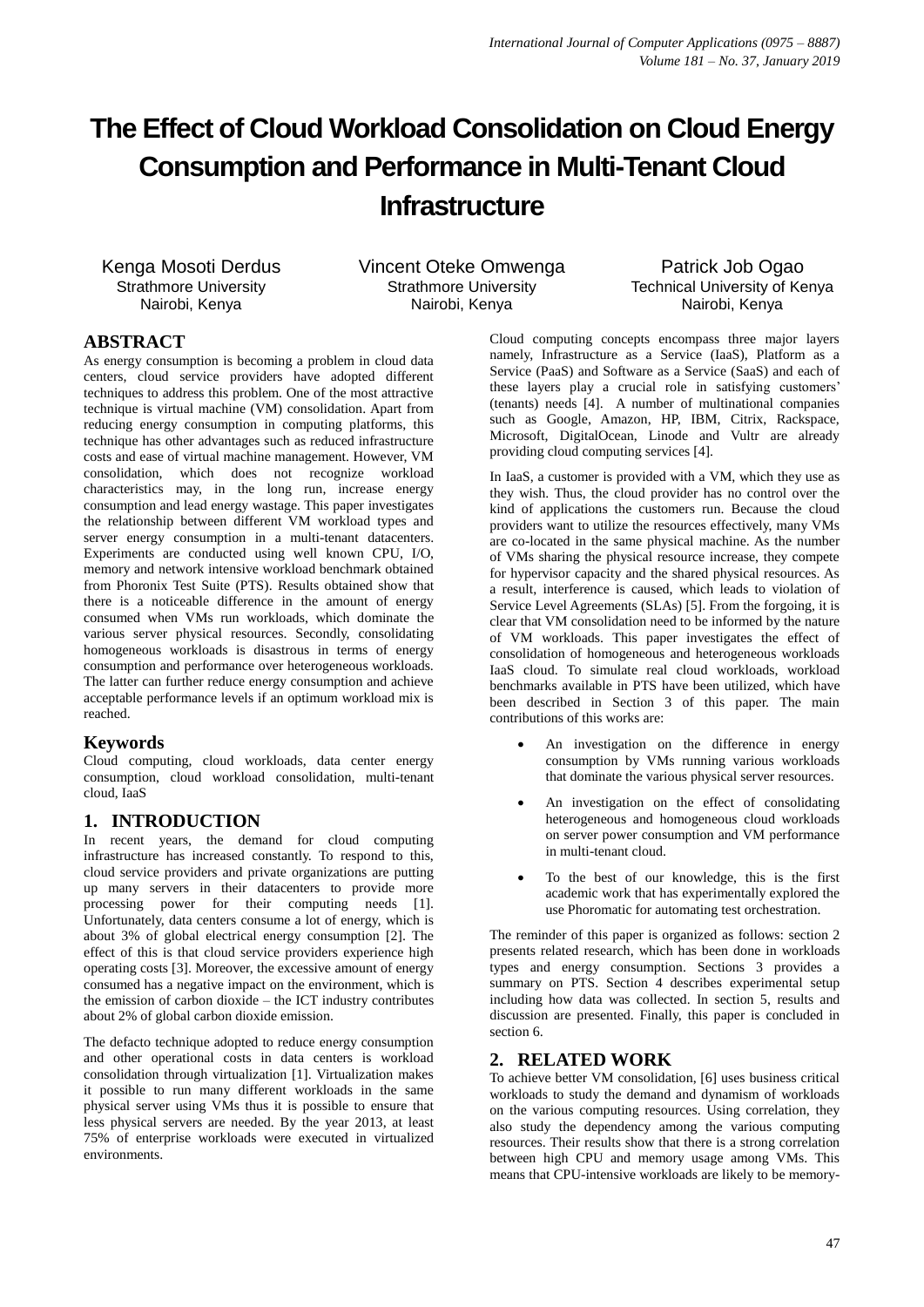# The Effect of Cloud Workload Consolidation on Cloud Energy Consumption and Performance in Multi-Tenant Cloud Infrastructure

Kenga Mosoti Derdus
Strathmore University
Nairobi, Kenya

Vincent Oteke Omwenga
Strathmore University
Nairobi, Kenya

Patrick Job Ogao
Technical University of Kenya
Nairobi, Kenya

## ABSTRACT

As energy consumption is becoming a problem in cloud data centers, cloud service providers have adopted different techniques to address this problem. One of the most attractive technique is virtual machine (VM) consolidation. Apart from reducing energy consumption in computing platforms, this technique has other advantages such as reduced infrastructure costs and ease of virtual machine management. However, VM consolidation, which does not recognize workload characteristics may, in the long run, increase energy consumption and lead energy wastage. This paper investigates the relationship between different VM workload types and server energy consumption in a multi-tenant datacenters. Experiments are conducted using well known CPU, I/O, memory and network intensive workload benchmark obtained from Phoronix Test Suite (PTS). Results obtained show that there is a noticeable difference in the amount of energy consumed when VMs run workloads, which dominate the various server physical resources. Secondly, consolidating homogeneous workloads is disastrous in terms of energy consumption and performance over heterogeneous workloads. The latter can further reduce energy consumption and achieve acceptable performance levels if an optimum workload mix is reached.

## Keywords

Cloud computing, cloud workloads, data center energy consumption, cloud workload consolidation, multi-tenant cloud, IaaS

## 1. INTRODUCTION

In recent years, the demand for cloud computing infrastructure has increased constantly. To respond to this, cloud service providers and private organizations are putting up many servers in their datacenters to provide more processing power for their computing needs [1]. Unfortunately, data centers consume a lot of energy, which is about 3% of global electrical energy consumption [2]. The effect of this is that cloud service providers experience high operating costs [3]. Moreover, the excessive amount of energy consumed has a negative impact on the environment, which is the emission of carbon dioxide – the ICT industry contributes about 2% of global carbon dioxide emission.

The defacto technique adopted to reduce energy consumption and other operational costs in data centers is workload consolidation through virtualization [1]. Virtualization makes it possible to run many different workloads in the same physical server using VMs thus it is possible to ensure that less physical servers are needed. By the year 2013, at least 75% of enterprise workloads were executed in virtualized environments.

Cloud computing concepts encompass three major layers namely, Infrastructure as a Service (IaaS), Platform as a Service (PaaS) and Software as a Service (SaaS) and each of these layers play a crucial role in satisfying customers' (tenants) needs [4]. A number of multinational companies such as Google, Amazon, HP, IBM, Citrix, Rackspace, Microsoft, DigitalOcean, Linode and Vultr are already providing cloud computing services [4].

In IaaS, a customer is provided with a VM, which they use as they wish. Thus, the cloud provider has no control over the kind of applications the customers run. Because the cloud providers want to utilize the resources effectively, many VMs are co-located in the same physical machine. As the number of VMs sharing the physical resource increase, they compete for hypervisor capacity and the shared physical resources. As a result, interference is caused, which leads to violation of Service Level Agreements (SLAs) [5]. From the forgoing, it is clear that VM consolidation need to be informed by the nature of VM workloads. This paper investigates the effect of consolidation of homogeneous and heterogeneous workloads IaaS cloud. To simulate real cloud workloads, workload benchmarks available in PTS have been utilized, which have been described in Section 3 of this paper. The main contributions of this works are:

- An investigation on the difference in energy consumption by VMs running various workloads that dominate the various physical server resources.
- An investigation on the effect of consolidating heterogeneous and homogeneous cloud workloads on server power consumption and VM performance in multi-tenant cloud.
- To the best of our knowledge, this is the first academic work that has experimentally explored the use Phoromatic for automating test orchestration.

The reminder of this paper is organized as follows: section 2 presents related research, which has been done in workloads types and energy consumption. Sections 3 provides a summary on PTS. Section 4 describes experimental setup including how data was collected. In section 5, results and discussion are presented. Finally, this paper is concluded in section 6.

## 2. RELATED WORK

To achieve better VM consolidation, [6] uses business critical workloads to study the demand and dynamism of workloads on the various computing resources. Using correlation, they also study the dependency among the various computing resources. Their results show that there is a strong correlation between high CPU and memory usage among VMs. This means that CPU-intensive workloads are likely to be memory-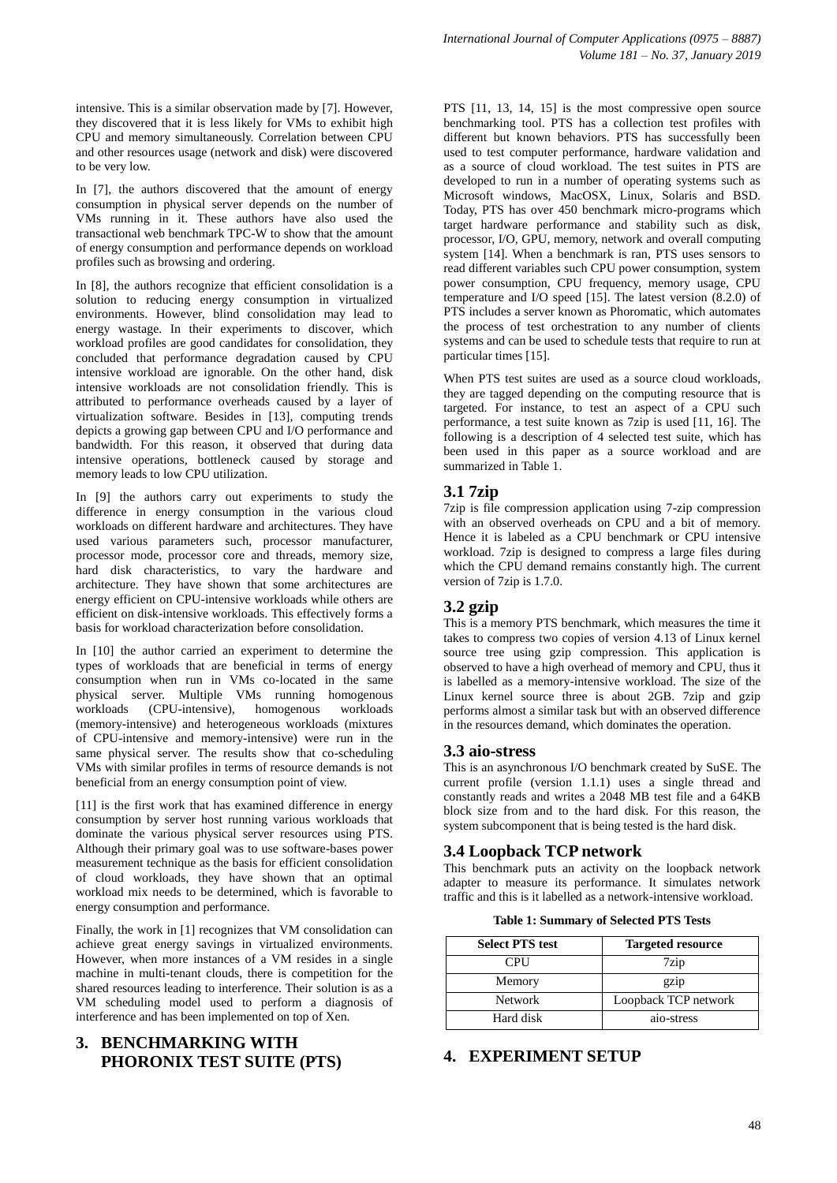intensive. This is a similar observation made by [7]. However, they discovered that it is less likely for VMs to exhibit high CPU and memory simultaneously. Correlation between CPU and other resources usage (network and disk) were discovered to be very low.

In [7], the authors discovered that the amount of energy consumption in physical server depends on the number of VMs running in it. These authors have also used the transactional web benchmark TPC-W to show that the amount of energy consumption and performance depends on workload profiles such as browsing and ordering.

In [8], the authors recognize that efficient consolidation is a solution to reducing energy consumption in virtualized environments. However, blind consolidation may lead to energy wastage. In their experiments to discover, which workload profiles are good candidates for consolidation, they concluded that performance degradation caused by CPU intensive workload are ignorable. On the other hand, disk intensive workloads are not consolidation friendly. This is attributed to performance overheads caused by a layer of virtualization software. Besides in [13], computing trends depicts a growing gap between CPU and I/O performance and bandwidth. For this reason, it observed that during data intensive operations, bottleneck caused by storage and memory leads to low CPU utilization.

In [9] the authors carry out experiments to study the difference in energy consumption in the various cloud workloads on different hardware and architectures. They have used various parameters such, processor manufacturer, processor mode, processor core and threads, memory size, hard disk characteristics, to vary the hardware and architecture. They have shown that some architectures are energy efficient on CPU-intensive workloads while others are efficient on disk-intensive workloads. This effectively forms a basis for workload characterization before consolidation.

In [10] the author carried an experiment to determine the types of workloads that are beneficial in terms of energy consumption when run in VMs co-located in the same physical server. Multiple VMs running homogenous workloads (CPU-intensive), homogenous workloads (memory-intensive) and heterogeneous workloads (mixtures of CPU-intensive and memory-intensive) were run in the same physical server. The results show that co-scheduling VMs with similar profiles in terms of resource demands is not beneficial from an energy consumption point of view.

[11] is the first work that has examined difference in energy consumption by server host running various workloads that dominate the various physical server resources using PTS. Although their primary goal was to use software-bases power measurement technique as the basis for efficient consolidation of cloud workloads, they have shown that an optimal workload mix needs to be determined, which is favorable to energy consumption and performance.

Finally, the work in [1] recognizes that VM consolidation can achieve great energy savings in virtualized environments. However, when more instances of a VM resides in a single machine in multi-tenant clouds, there is competition for the shared resources leading to interference. Their solution is as a VM scheduling model used to perform a diagnosis of interference and has been implemented on top of Xen.

# 3. BENCHMARKING WITH PHORONIX TEST SUITE (PTS)

PTS [11, 13, 14, 15] is the most compressive open source benchmarking tool. PTS has a collection test profiles with different but known behaviors. PTS has successfully been used to test computer performance, hardware validation and as a source of cloud workload. The test suites in PTS are developed to run in a number of operating systems such as Microsoft windows, MacOSX, Linux, Solaris and BSD. Today, PTS has over 450 benchmark micro-programs which target hardware performance and stability such as disk, processor, I/O, GPU, memory, network and overall computing system [14]. When a benchmark is ran, PTS uses sensors to read different variables such CPU power consumption, system power consumption, CPU frequency, memory usage, CPU temperature and I/O speed [15]. The latest version (8.2.0) of PTS includes a server known as Phoromatic, which automates the process of test orchestration to any number of clients systems and can be used to schedule tests that require to run at particular times [15].

When PTS test suites are used as a source cloud workloads, they are tagged depending on the computing resource that is targeted. For instance, to test an aspect of a CPU such performance, a test suite known as 7zip is used [11, 16]. The following is a description of 4 selected test suite, which has been used in this paper as a source workload and are summarized in Table 1.

## 3.1 7zip

7zip is file compression application using 7-zip compression with an observed overheads on CPU and a bit of memory. Hence it is labeled as a CPU benchmark or CPU intensive workload. 7zip is designed to compress a large files during which the CPU demand remains constantly high. The current version of 7zip is 1.7.0.

## 3.2 gzip

This is a memory PTS benchmark, which measures the time it takes to compress two copies of version 4.13 of Linux kernel source tree using gzip compression. This application is observed to have a high overhead of memory and CPU, thus it is labelled as a memory-intensive workload. The size of the Linux kernel source three is about 2GB. 7zip and gzip performs almost a similar task but with an observed difference in the resources demand, which dominates the operation.

## 3.3 aio-stress

This is an asynchronous I/O benchmark created by SuSE. The current profile (version 1.1.1) uses a single thread and constantly reads and writes a 2048 MB test file and a 64KB block size from and to the hard disk. For this reason, the system subcomponent that is being tested is the hard disk.

## 3.4 Loopback TCP network

This benchmark puts an activity on the loopback network adapter to measure its performance. It simulates network traffic and this is it labelled as a network-intensive workload.

**Table 1: Summary of Selected PTS Tests**

| Select PTS test | Targeted resource |
|---|---|
| CPU | 7zip |
| Memory | gzip |
| Network | Loopback TCP network |
| Hard disk | aio-stress |

# 4. EXPERIMENT SETUP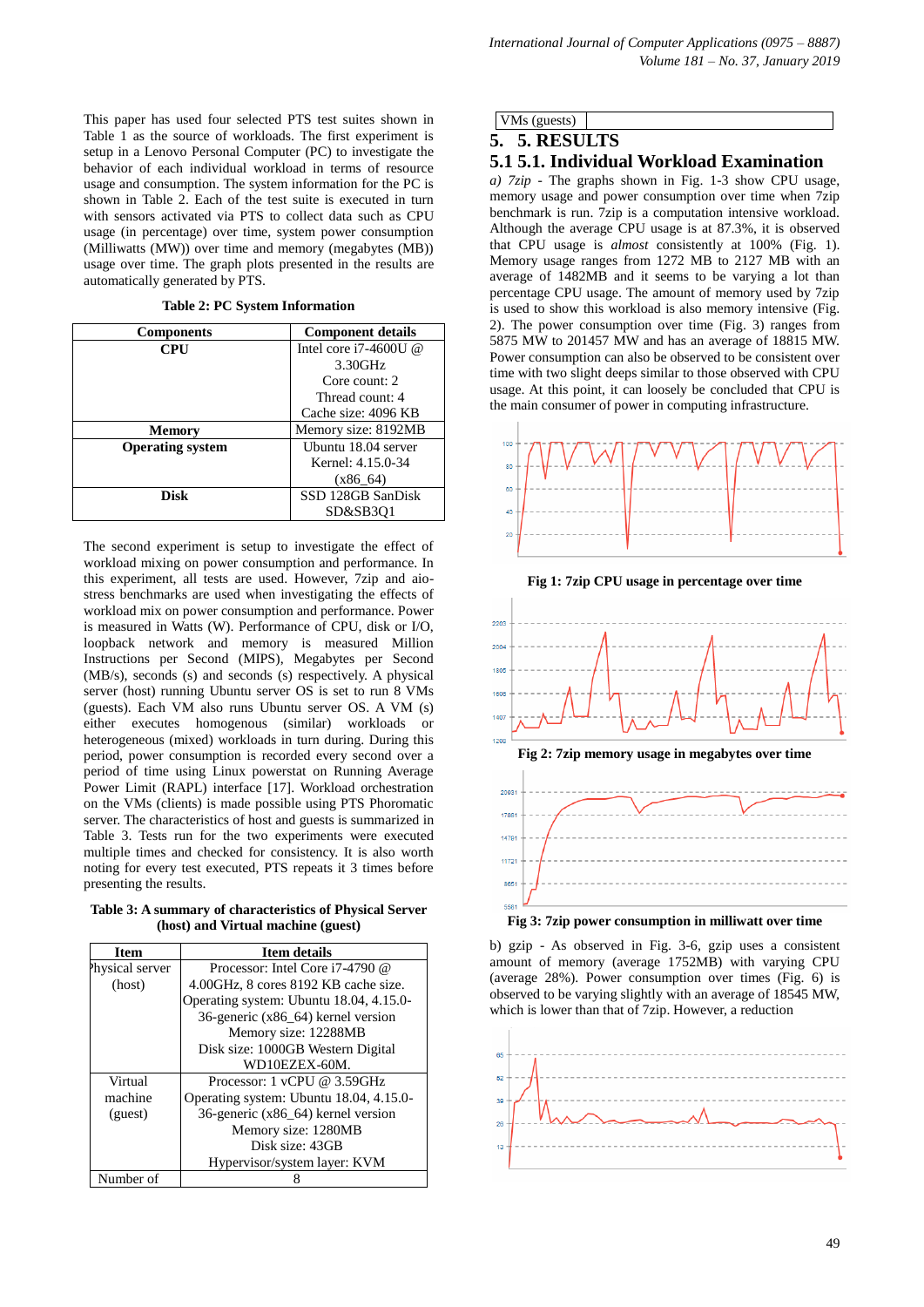This paper has used four selected PTS test suites shown in Table 1 as the source of workloads. The first experiment is setup in a Lenovo Personal Computer (PC) to investigate the behavior of each individual workload in terms of resource usage and consumption. The system information for the PC is shown in Table 2. Each of the test suite is executed in turn with sensors activated via PTS to collect data such as CPU usage (in percentage) over time, system power consumption (Milliwatts (MW)) over time and memory (megabytes (MB)) usage over time. The graph plots presented in the results are automatically generated by PTS.

**Table 2: PC System Information**

| Components | Component details |
|---|---|
| **CPU** | Intel core i7-4600U @ 3.30GHz<br>Core count: 2<br>Thread count: 4<br>Cache size: 4096 KB |
| **Memory** | Memory size: 8192MB |
| **Operating system** | Ubuntu 18.04 server<br>Kernel: 4.15.0-34 (x86_64) |
| **Disk** | SSD 128GB SanDisk SD&SB3Q1 |

The second experiment is setup to investigate the effect of workload mixing on power consumption and performance. In this experiment, all tests are used. However, 7zip and aio-stress benchmarks are used when investigating the effects of workload mix on power consumption and performance. Power is measured in Watts (W). Performance of CPU, disk or I/O, loopback network and memory is measured Million Instructions per Second (MIPS), Megabytes per Second (MB/s), seconds (s) and seconds (s) respectively. A physical server (host) running Ubuntu server OS is set to run 8 VMs (guests). Each VM also runs Ubuntu server OS. A VM (s) either executes homogenous (similar) workloads or heterogeneous (mixed) workloads in turn during. During this period, power consumption is recorded every second over a period of time using Linux powerstat on Running Average Power Limit (RAPL) interface [17]. Workload orchestration on the VMs (clients) is made possible using PTS Phoromatic server. The characteristics of host and guests is summarized in Table 3. Tests run for the two experiments were executed multiple times and checked for consistency. It is also worth noting for every test executed, PTS repeats it 3 times before presenting the results.

**Table 3: A summary of characteristics of Physical Server (host) and Virtual machine (guest)**

| Item | Item details |
|---|---|
| Physical server (host) | Processor: Intel Core i7-4790 @ 4.00GHz, 8 cores 8192 KB cache size.<br>Operating system: Ubuntu 18.04, 4.15.0-36-generic (x86_64) kernel version<br>Memory size: 12288MB<br>Disk size: 1000GB Western Digital WD10EZEX-60M. |
| Virtual machine (guest) | Processor: 1 vCPU @ 3.59GHz<br>Operating system: Ubuntu 18.04, 4.15.0-36-generic (x86_64) kernel version<br>Memory size: 1280MB<br>Disk size: 43GB<br>Hypervisor/system layer: KVM |
| Number of VMs (guests) | 8 |

# 5. RESULTS

## 5.1. Individual Workload Examination

*a) 7zip* - The graphs shown in Fig. 1-3 show CPU usage, memory usage and power consumption over time when 7zip benchmark is run. 7zip is a computation intensive workload. Although the average CPU usage is at 87.3%, it is observed that CPU usage is *almost* consistently at 100% (Fig. 1). Memory usage ranges from 1272 MB to 2127 MB with an average of 1482MB and it seems to be varying a lot than percentage CPU usage. The amount of memory used by 7zip is used to show this workload is also memory intensive (Fig. 2). The power consumption over time (Fig. 3) ranges from 5875 MW to 201457 MW and has an average of 18815 MW. Power consumption can also be observed to be consistent over time with two slight deeps similar to those observed with CPU usage. At this point, it can loosely be concluded that CPU is the main consumer of power in computing infrastructure.

**Fig 1: 7zip CPU usage in percentage over time**

**Fig 2: 7zip memory usage in megabytes over time**

**Fig 3: 7zip power consumption in milliwatt over time**

b) gzip - As observed in Fig. 3-6, gzip uses a consistent amount of memory (average 1752MB) with varying CPU (average 28%). Power consumption over times (Fig. 6) is observed to be varying slightly with an average of 18545 MW, which is lower than that of 7zip. However, a reduction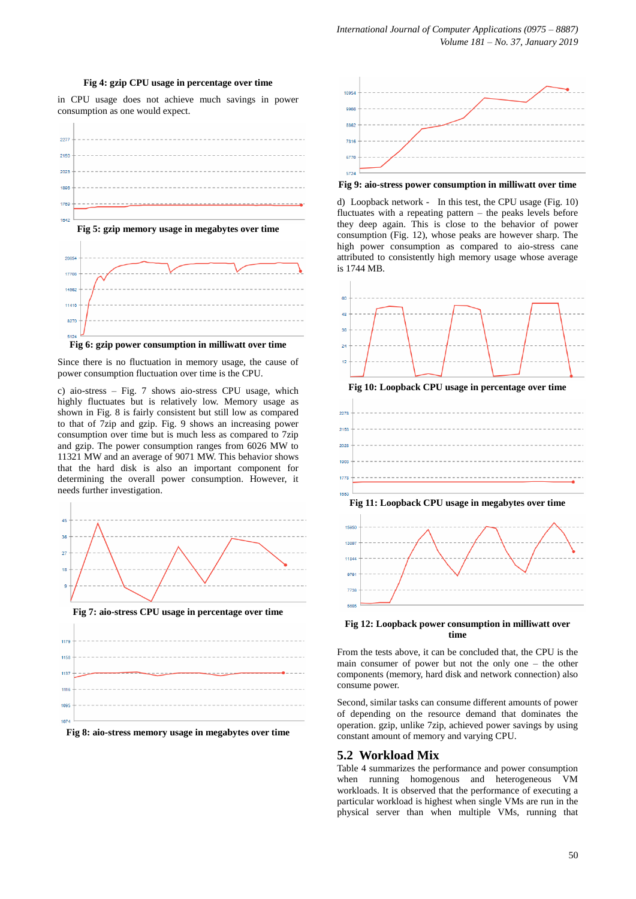**Fig 4: gzip CPU usage in percentage over time**

in CPU usage does not achieve much savings in power consumption as one would expect.

**Fig 5: gzip memory usage in megabytes over time**

**Fig 6: gzip power consumption in milliwatt over time**

Since there is no fluctuation in memory usage, the cause of power consumption fluctuation over time is the CPU.

c) aio-stress – Fig. 7 shows aio-stress CPU usage, which highly fluctuates but is relatively low. Memory usage as shown in Fig. 8 is fairly consistent but still low as compared to that of 7zip and gzip. Fig. 9 shows an increasing power consumption over time but is much less as compared to 7zip and gzip. The power consumption ranges from 6026 MW to 11321 MW and an average of 9071 MW. This behavior shows that the hard disk is also an important component for determining the overall power consumption. However, it needs further investigation.

**Fig 7: aio-stress CPU usage in percentage over time**

**Fig 8: aio-stress memory usage in megabytes over time**

**Fig 9: aio-stress power consumption in milliwatt over time**

d) Loopback network - In this test, the CPU usage (Fig. 10) fluctuates with a repeating pattern – the peaks levels before they deep again. This is close to the behavior of power consumption (Fig. 12), whose peaks are however sharp. The high power consumption as compared to aio-stress cane attributed to consistently high memory usage whose average is 1744 MB.

**Fig 10: Loopback CPU usage in percentage over time**

**Fig 11: Loopback CPU usage in megabytes over time**

**Fig 12: Loopback power consumption in milliwatt over time**

From the tests above, it can be concluded that, the CPU is the main consumer of power but not the only one – the other components (memory, hard disk and network connection) also consume power.

Second, similar tasks can consume different amounts of power of depending on the resource demand that dominates the operation. gzip, unlike 7zip, achieved power savings by using constant amount of memory and varying CPU.

## 5.2 Workload Mix

Table 4 summarizes the performance and power consumption when running homogenous and heterogeneous VM workloads. It is observed that the performance of executing a particular workload is highest when single VMs are run in the physical server than when multiple VMs, running that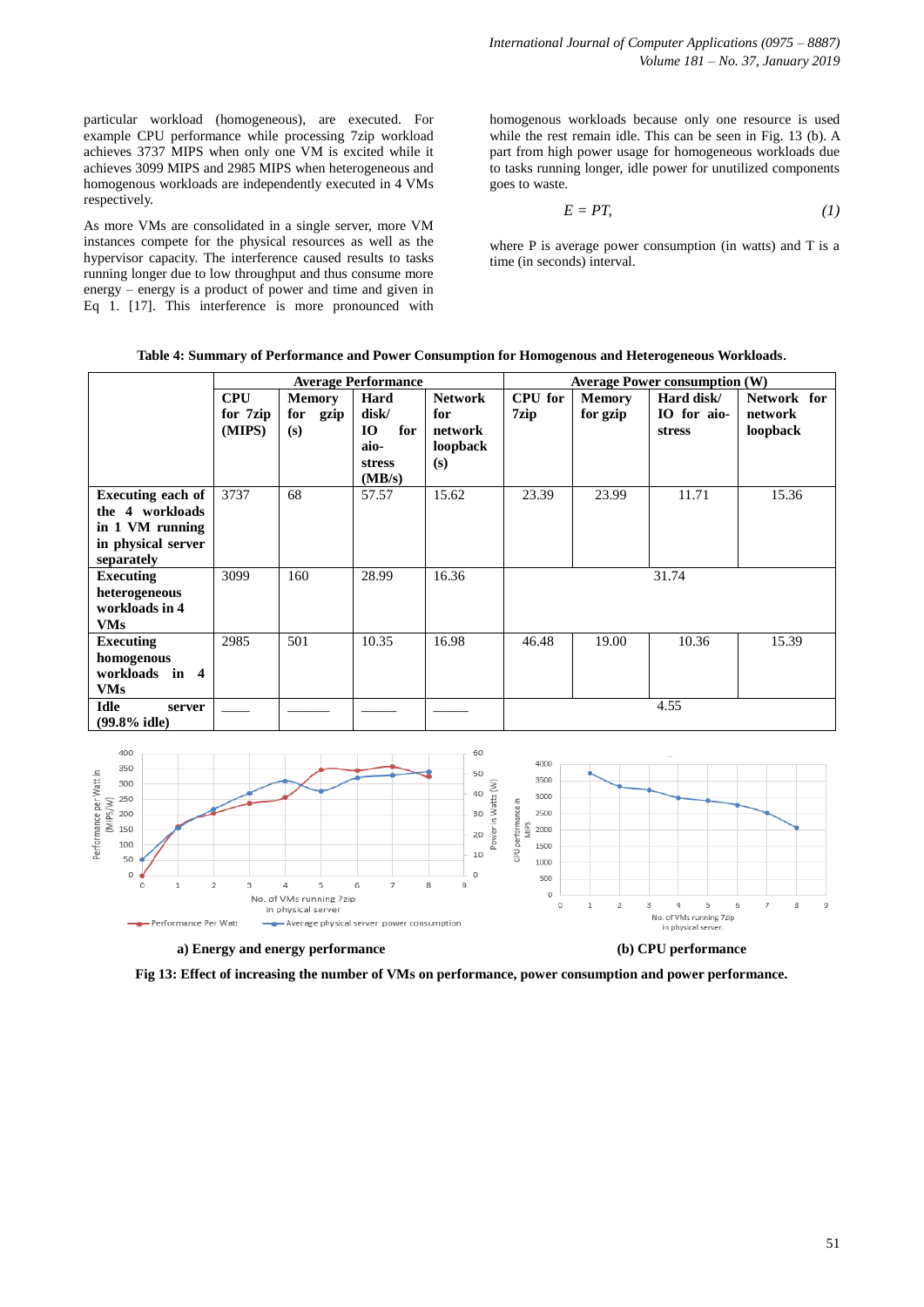particular workload (homogeneous), are executed. For example CPU performance while processing 7zip workload achieves 3737 MIPS when only one VM is excited while it achieves 3099 MIPS and 2985 MIPS when heterogeneous and homogenous workloads are independently executed in 4 VMs respectively.

As more VMs are consolidated in a single server, more VM instances compete for the physical resources as well as the hypervisor capacity. The interference caused results to tasks running longer due to low throughput and thus consume more energy – energy is a product of power and time and given in Eq 1. [17]. This interference is more pronounced with homogenous workloads because only one resource is used while the rest remain idle. This can be seen in Fig. 13 (b). A part from high power usage for homogeneous workloads due to tasks running longer, idle power for unutilized components goes to waste.

$$E = PT, \quad (1)$$

where P is average power consumption (in watts) and T is a time (in seconds) interval.

**Table 4: Summary of Performance and Power Consumption for Homogenous and Heterogeneous Workloads.**

| | **Average Performance** | | | | **Average Power consumption (W)** | | | |
|---|---|---|---|---|---|---|---|---|
| | **CPU for 7zip (MIPS)** | **Memory for gzip (s)** | **Hard disk/ IO for aio-stress (MB/s)** | **Network for network loopback (s)** | **CPU for 7zip** | **Memory for gzip** | **Hard disk/ IO for aio-stress** | **Network for network loopback** |
| **Executing each of the 4 workloads in 1 VM running in physical server separately** | 3737 | 68 | 57.57 | 15.62 | 23.39 | 23.99 | 11.71 | 15.36 |
| **Executing heterogeneous workloads in 4 VMs** | 3099 | 160 | 28.99 | 16.36 | 31.74 | | | |
| **Executing homogenous workloads in 4 VMs** | 2985 | 501 | 10.35 | 16.98 | 46.48 | 19.00 | 10.36 | 15.39 |
| **Idle server (99.8% idle)** | ____ | ____ | ____ | ____ | 4.55 | | | |

a) Energy and energy performance (b) CPU performance

**Fig 13: Effect of increasing the number of VMs on performance, power consumption and power performance.**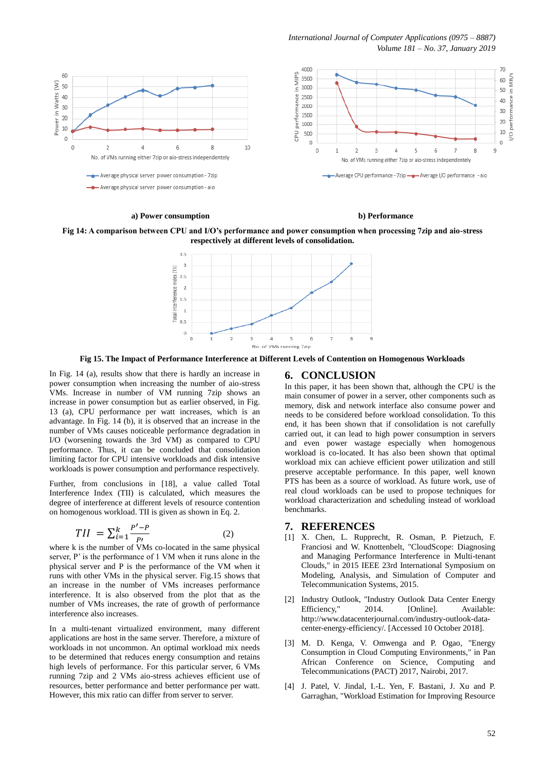a) Power consumption

b) Performance

**Fig 14: A comparison between CPU and I/O's performance and power consumption when processing 7zip and aio-stress respectively at different levels of consolidation.**

**Fig 15. The Impact of Performance Interference at Different Levels of Contention on Homogenous Workloads**

In Fig. 14 (a), results show that there is hardly an increase in power consumption when increasing the number of aio-stress VMs. Increase in number of VM running 7zip shows an increase in power consumption but as earlier observed, in Fig. 13 (a), CPU performance per watt increases, which is an advantage. In Fig. 14 (b), it is observed that an increase in the number of VMs causes noticeable performance degradation in I/O (worsening towards the 3rd VM) as compared to CPU performance. Thus, it can be concluded that consolidation limiting factor for CPU intensive workloads and disk intensive workloads is power consumption and performance respectively.

Further, from conclusions in [18], a value called Total Interference Index (TII) is calculated, which measures the degree of interference at different levels of resource contention on homogenous workload. TII is given as shown in Eq. 2.

$$TII = \sum_{i=1}^{k} \frac{P' - P}{P'} \qquad (2)$$

where k is the number of VMs co-located in the same physical server, P' is the performance of I VM when it runs alone in the physical server and P is the performance of the VM when it runs with other VMs in the physical server. Fig.15 shows that an increase in the number of VMs increases performance interference. It is also observed from the plot that as the number of VMs increases, the rate of growth of performance interference also increases.

In a multi-tenant virtualized environment, many different applications are host in the same server. Therefore, a mixture of workloads in not uncommon. An optimal workload mix needs to be determined that reduces energy consumption and retains high levels of performance. For this particular server, 6 VMs running 7zip and 2 VMs aio-stress achieves efficient use of resources, better performance and better performance per watt. However, this mix ratio can differ from server to server.

## 6. CONCLUSION

In this paper, it has been shown that, although the CPU is the main consumer of power in a server, other components such as memory, disk and network interface also consume power and needs to be considered before workload consolidation. To this end, it has been shown that if consolidation is not carefully carried out, it can lead to high power consumption in servers and even power wastage especially when homogenous workload is co-located. It has also been shown that optimal workload mix can achieve efficient power utilization and still preserve acceptable performance. In this paper, well known PTS has been as a source of workload. As future work, use of real cloud workloads can be used to propose techniques for workload characterization and scheduling instead of workload benchmarks.

## 7. REFERENCES

[1] X. Chen, L. Rupprecht, R. Osman, P. Pietzuch, F. Franciosi and W. Knottenbelt, "CloudScope: Diagnosing and Managing Performance Interference in Multi-tenant Clouds," in 2015 IEEE 23rd International Symposium on Modeling, Analysis, and Simulation of Computer and Telecommunication Systems, 2015.

[2] Industry Outlook, "Industry Outlook Data Center Energy Efficiency," 2014. [Online]. Available: http://www.datacenterjournal.com/industry-outlook-data-center-energy-efficiency/. [Accessed 10 October 2018].

[3] M. D. Kenga, V. Omwenga and P. Ogao, "Energy Consumption in Cloud Computing Environments," in Pan African Conference on Science, Computing and Telecommunications (PACT) 2017, Nairobi, 2017.

[4] J. Patel, V. Jindal, I.-L. Yen, F. Bastani, J. Xu and P. Garraghan, "Workload Estimation for Improving Resource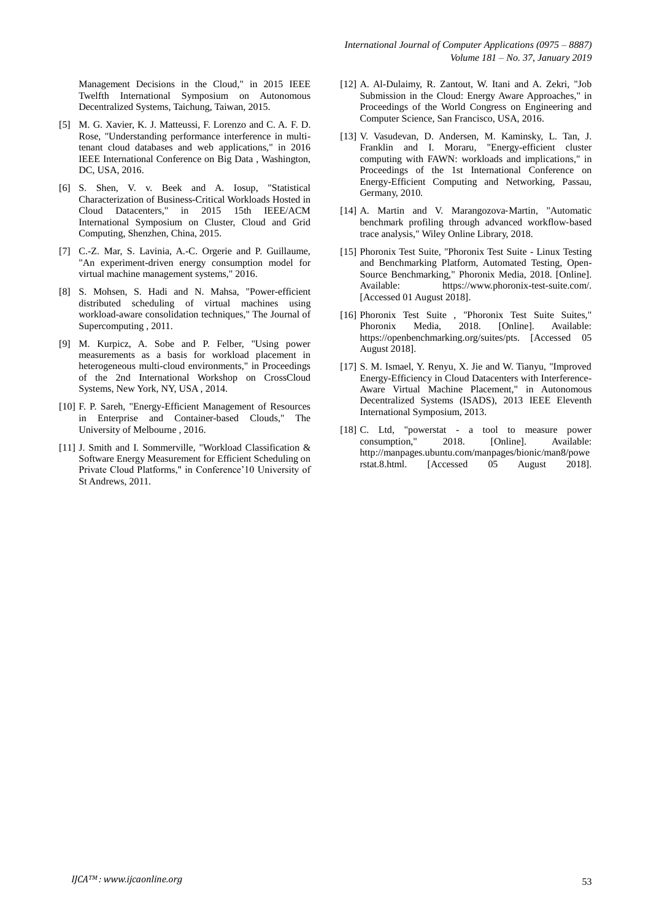Management Decisions in the Cloud," in 2015 IEEE Twelfth International Symposium on Autonomous Decentralized Systems, Taichung, Taiwan, 2015.

[5] M. G. Xavier, K. J. Matteussi, F. Lorenzo and C. A. F. D. Rose, "Understanding performance interference in multi-tenant cloud databases and web applications," in 2016 IEEE International Conference on Big Data , Washington, DC, USA, 2016.

[6] S. Shen, V. v. Beek and A. Iosup, "Statistical Characterization of Business-Critical Workloads Hosted in Cloud Datacenters," in 2015 15th IEEE/ACM International Symposium on Cluster, Cloud and Grid Computing, Shenzhen, China, 2015.

[7] C.-Z. Mar, S. Lavinia, A.-C. Orgerie and P. Guillaume, "An experiment-driven energy consumption model for virtual machine management systems," 2016.

[8] S. Mohsen, S. Hadi and N. Mahsa, "Power-efficient distributed scheduling of virtual machines using workload-aware consolidation techniques," The Journal of Supercomputing , 2011.

[9] M. Kurpicz, A. Sobe and P. Felber, "Using power measurements as a basis for workload placement in heterogeneous multi-cloud environments," in Proceedings of the 2nd International Workshop on CrossCloud Systems, New York, NY, USA , 2014.

[10] F. P. Sareh, "Energy-Efficient Management of Resources in Enterprise and Container-based Clouds," The University of Melbourne , 2016.

[11] J. Smith and I. Sommerville, "Workload Classification & Software Energy Measurement for Efficient Scheduling on Private Cloud Platforms," in Conference'10 University of St Andrews, 2011.

[12] A. Al-Dulaimy, R. Zantout, W. Itani and A. Zekri, "Job Submission in the Cloud: Energy Aware Approaches," in Proceedings of the World Congress on Engineering and Computer Science, San Francisco, USA, 2016.

[13] V. Vasudevan, D. Andersen, M. Kaminsky, L. Tan, J. Franklin and I. Moraru, "Energy-efficient cluster computing with FAWN: workloads and implications," in Proceedings of the 1st International Conference on Energy-Efficient Computing and Networking, Passau, Germany, 2010.

[14] A. Martin and V. Marangozova‐Martin, "Automatic benchmark profiling through advanced workflow‐based trace analysis," Wiley Online Library, 2018.

[15] Phoronix Test Suite, "Phoronix Test Suite - Linux Testing and Benchmarking Platform, Automated Testing, Open-Source Benchmarking," Phoronix Media, 2018. [Online]. Available: https://www.phoronix-test-suite.com/. [Accessed 01 August 2018].

[16] Phoronix Test Suite , "Phoronix Test Suite Suites," Phoronix Media, 2018. [Online]. Available: https://openbenchmarking.org/suites/pts. [Accessed 05 August 2018].

[17] S. M. Ismael, Y. Renyu, X. Jie and W. Tianyu, "Improved Energy-Efficiency in Cloud Datacenters with Interference-Aware Virtual Machine Placement," in Autonomous Decentralized Systems (ISADS), 2013 IEEE Eleventh International Symposium, 2013.

[18] C. Ltd, "powerstat - a tool to measure power consumption," 2018. [Online]. Available: http://manpages.ubuntu.com/manpages/bionic/man8/powerstat.8.html. [Accessed 05 August 2018].